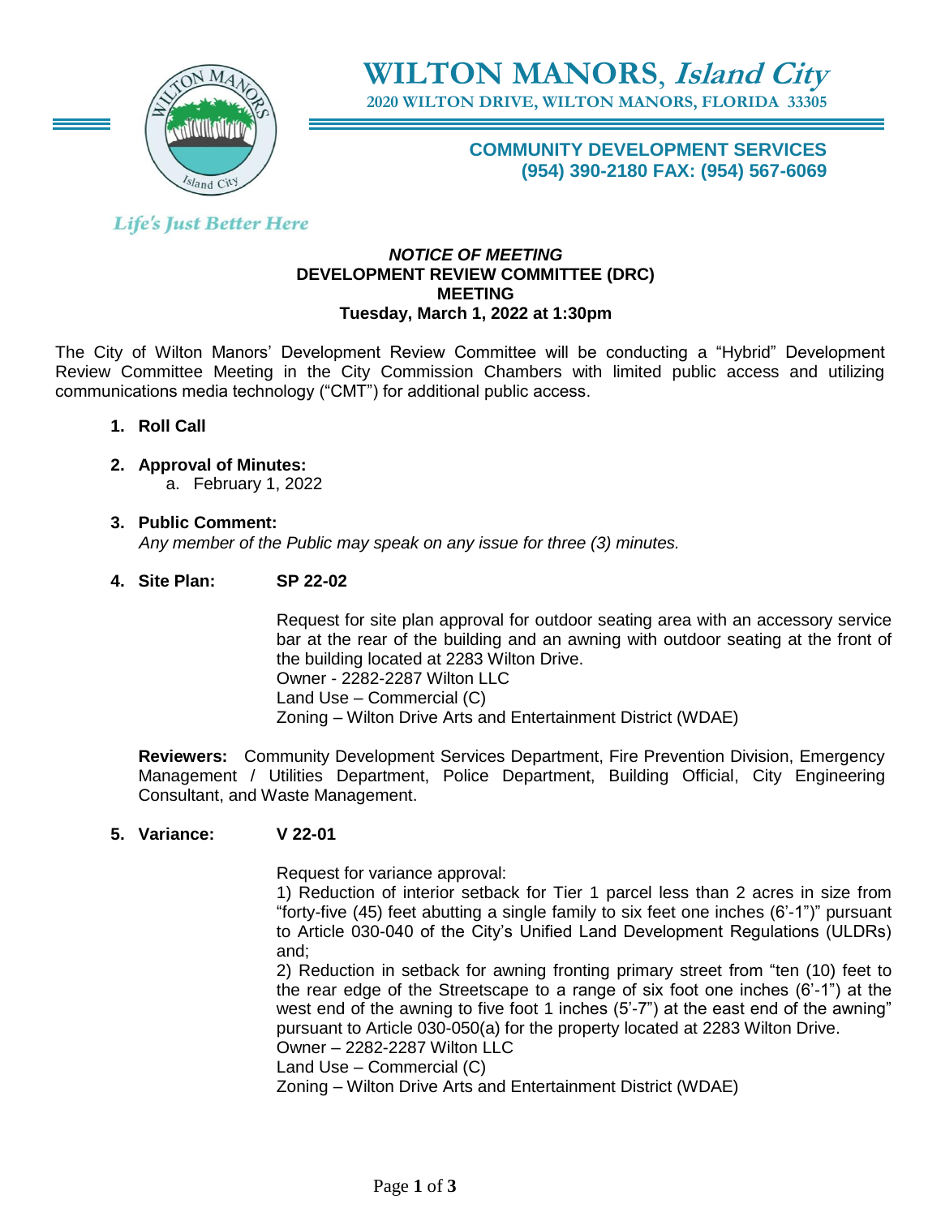# WILTON MANORS, *Island City*

**2020 WILTON DRIVE, WILTON MANORS, FLORIDA 33305**

**COMMUNITY DEVELOPMENT SERVICES**
**(954) 390-2180 FAX: (954) 567-6069**

*Life's Just Better Here*

***NOTICE OF MEETING***
**DEVELOPMENT REVIEW COMMITTEE (DRC) MEETING**
**Tuesday, March 1, 2022 at 1:30pm**

The City of Wilton Manors' Development Review Committee will be conducting a "Hybrid" Development Review Committee Meeting in the City Commission Chambers with limited public access and utilizing communications media technology ("CMT") for additional public access.

1. **Roll Call**

2. **Approval of Minutes:**
   a. February 1, 2022

3. **Public Comment:**
   *Any member of the Public may speak on any issue for three (3) minutes.*

4. **Site Plan: SP 22-02**

   Request for site plan approval for outdoor seating area with an accessory service bar at the rear of the building and an awning with outdoor seating at the front of the building located at 2283 Wilton Drive.
   Owner - 2282-2287 Wilton LLC
   Land Use – Commercial (C)
   Zoning – Wilton Drive Arts and Entertainment District (WDAE)

   **Reviewers:** Community Development Services Department, Fire Prevention Division, Emergency Management / Utilities Department, Police Department, Building Official, City Engineering Consultant, and Waste Management.

5. **Variance: V 22-01**

   Request for variance approval:
   1) Reduction of interior setback for Tier 1 parcel less than 2 acres in size from "forty-five (45) feet abutting a single family to six feet one inches (6'-1")" pursuant to Article 030-040 of the City's Unified Land Development Regulations (ULDRs) and;
   2) Reduction in setback for awning fronting primary street from "ten (10) feet to the rear edge of the Streetscape to a range of six foot one inches (6'-1") at the west end of the awning to five foot 1 inches (5'-7") at the east end of the awning" pursuant to Article 030-050(a) for the property located at 2283 Wilton Drive.
   Owner – 2282-2287 Wilton LLC
   Land Use – Commercial (C)
   Zoning – Wilton Drive Arts and Entertainment District (WDAE)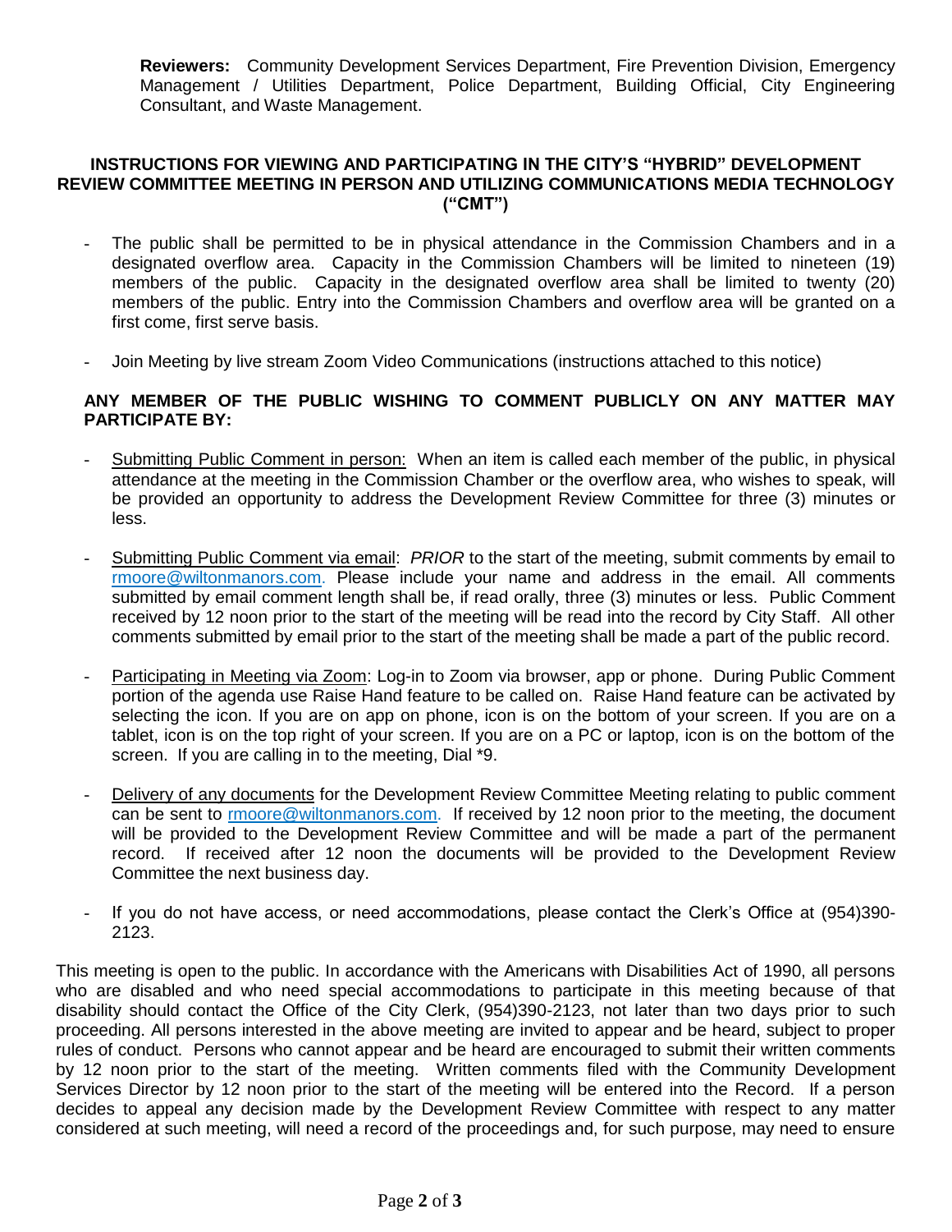**Reviewers:** Community Development Services Department, Fire Prevention Division, Emergency Management / Utilities Department, Police Department, Building Official, City Engineering Consultant, and Waste Management.

## INSTRUCTIONS FOR VIEWING AND PARTICIPATING IN THE CITY'S "HYBRID" DEVELOPMENT REVIEW COMMITTEE MEETING IN PERSON AND UTILIZING COMMUNICATIONS MEDIA TECHNOLOGY ("CMT")

- The public shall be permitted to be in physical attendance in the Commission Chambers and in a designated overflow area. Capacity in the Commission Chambers will be limited to nineteen (19) members of the public. Capacity in the designated overflow area shall be limited to twenty (20) members of the public. Entry into the Commission Chambers and overflow area will be granted on a first come, first serve basis.
- Join Meeting by live stream Zoom Video Communications (instructions attached to this notice)

**ANY MEMBER OF THE PUBLIC WISHING TO COMMENT PUBLICLY ON ANY MATTER MAY PARTICIPATE BY:**

- Submitting Public Comment in person: When an item is called each member of the public, in physical attendance at the meeting in the Commission Chamber or the overflow area, who wishes to speak, will be provided an opportunity to address the Development Review Committee for three (3) minutes or less.
- Submitting Public Comment via email: *PRIOR* to the start of the meeting, submit comments by email to rmoore@wiltonmanors.com. Please include your name and address in the email. All comments submitted by email comment length shall be, if read orally, three (3) minutes or less. Public Comment received by 12 noon prior to the start of the meeting will be read into the record by City Staff. All other comments submitted by email prior to the start of the meeting shall be made a part of the public record.
- Participating in Meeting via Zoom: Log-in to Zoom via browser, app or phone. During Public Comment portion of the agenda use Raise Hand feature to be called on. Raise Hand feature can be activated by selecting the icon. If you are on app on phone, icon is on the bottom of your screen. If you are on a tablet, icon is on the top right of your screen. If you are on a PC or laptop, icon is on the bottom of the screen. If you are calling in to the meeting, Dial *9.
- Delivery of any documents for the Development Review Committee Meeting relating to public comment can be sent to rmoore@wiltonmanors.com. If received by 12 noon prior to the meeting, the document will be provided to the Development Review Committee and will be made a part of the permanent record. If received after 12 noon the documents will be provided to the Development Review Committee the next business day.
- If you do not have access, or need accommodations, please contact the Clerk's Office at (954)390-2123.

This meeting is open to the public. In accordance with the Americans with Disabilities Act of 1990, all persons who are disabled and who need special accommodations to participate in this meeting because of that disability should contact the Office of the City Clerk, (954)390-2123, not later than two days prior to such proceeding. All persons interested in the above meeting are invited to appear and be heard, subject to proper rules of conduct. Persons who cannot appear and be heard are encouraged to submit their written comments by 12 noon prior to the start of the meeting. Written comments filed with the Community Development Services Director by 12 noon prior to the start of the meeting will be entered into the Record. If a person decides to appeal any decision made by the Development Review Committee with respect to any matter considered at such meeting, will need a record of the proceedings and, for such purpose, may need to ensure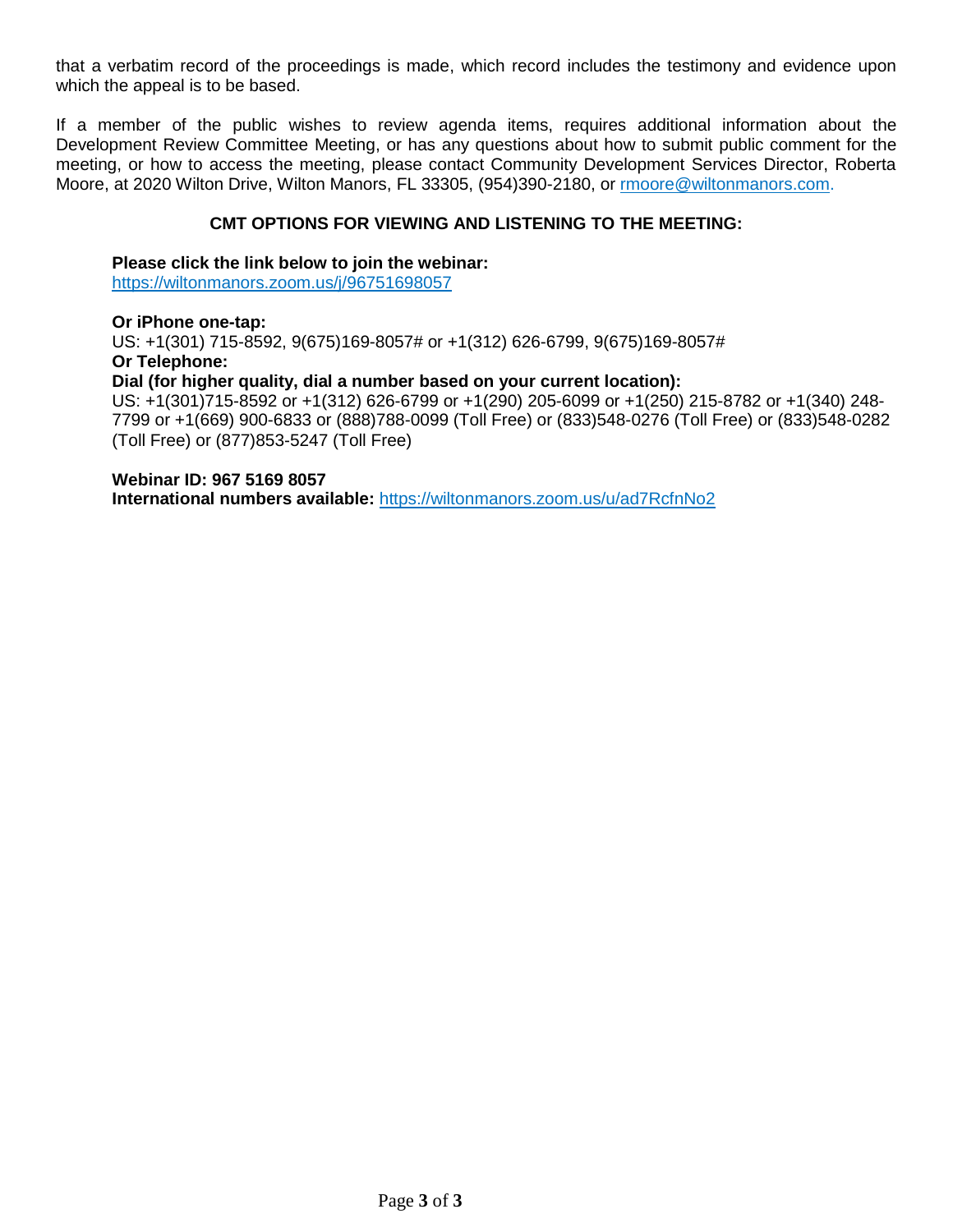that a verbatim record of the proceedings is made, which record includes the testimony and evidence upon which the appeal is to be based.

If a member of the public wishes to review agenda items, requires additional information about the Development Review Committee Meeting, or has any questions about how to submit public comment for the meeting, or how to access the meeting, please contact Community Development Services Director, Roberta Moore, at 2020 Wilton Drive, Wilton Manors, FL 33305, (954)390-2180, or rmoore@wiltonmanors.com.

### CMT OPTIONS FOR VIEWING AND LISTENING TO THE MEETING:

**Please click the link below to join the webinar:**
https://wiltonmanors.zoom.us/j/96751698057

**Or iPhone one-tap:**
US: +1(301) 715-8592, 9(675)169-8057# or +1(312) 626-6799, 9(675)169-8057#
**Or Telephone:**
**Dial (for higher quality, dial a number based on your current location):**
US: +1(301)715-8592 or +1(312) 626-6799 or +1(290) 205-6099 or +1(250) 215-8782 or +1(340) 248-7799 or +1(669) 900-6833 or (888)788-0099 (Toll Free) or (833)548-0276 (Toll Free) or (833)548-0282 (Toll Free) or (877)853-5247 (Toll Free)

**Webinar ID: 967 5169 8057**
**International numbers available:** https://wiltonmanors.zoom.us/u/ad7RcfnNo2